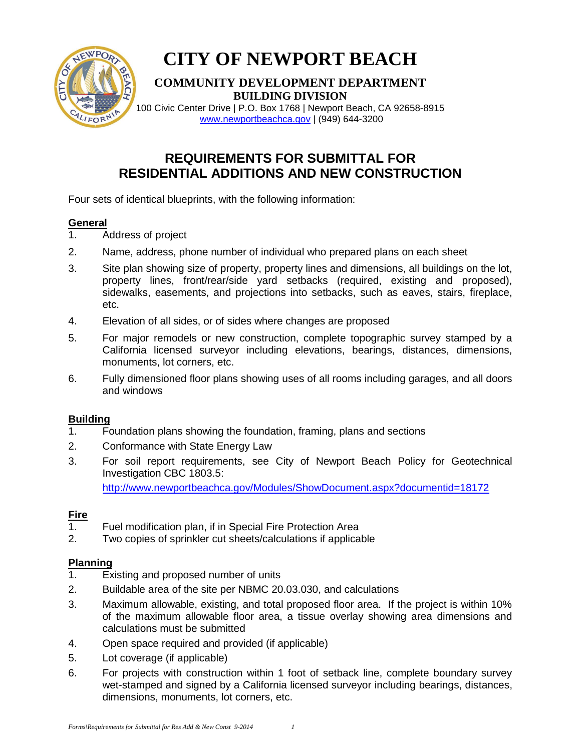# CITY OF NEWPORT BEACH

**COMMUNITY DEVELOPMENT DEPARTMENT**
**BUILDING DIVISION**
100 Civic Center Drive | P.O. Box 1768 | Newport Beach, CA 92658-8915
www.newportbeachca.gov | (949) 644-3200

## REQUIREMENTS FOR SUBMITTAL FOR RESIDENTIAL ADDITIONS AND NEW CONSTRUCTION

Four sets of identical blueprints, with the following information:

### General

1. Address of project
2. Name, address, phone number of individual who prepared plans on each sheet
3. Site plan showing size of property, property lines and dimensions, all buildings on the lot, property lines, front/rear/side yard setbacks (required, existing and proposed), sidewalks, easements, and projections into setbacks, such as eaves, stairs, fireplace, etc.
4. Elevation of all sides, or of sides where changes are proposed
5. For major remodels or new construction, complete topographic survey stamped by a California licensed surveyor including elevations, bearings, distances, dimensions, monuments, lot corners, etc.
6. Fully dimensioned floor plans showing uses of all rooms including garages, and all doors and windows

### Building

1. Foundation plans showing the foundation, framing, plans and sections
2. Conformance with State Energy Law
3. For soil report requirements, see City of Newport Beach Policy for Geotechnical Investigation CBC 1803.5:
   http://www.newportbeachca.gov/Modules/ShowDocument.aspx?documentid=18172

### Fire

1. Fuel modification plan, if in Special Fire Protection Area
2. Two copies of sprinkler cut sheets/calculations if applicable

### Planning

1. Existing and proposed number of units
2. Buildable area of the site per NBMC 20.03.030, and calculations
3. Maximum allowable, existing, and total proposed floor area. If the project is within 10% of the maximum allowable floor area, a tissue overlay showing area dimensions and calculations must be submitted
4. Open space required and provided (if applicable)
5. Lot coverage (if applicable)
6. For projects with construction within 1 foot of setback line, complete boundary survey wet-stamped and signed by a California licensed surveyor including bearings, distances, dimensions, monuments, lot corners, etc.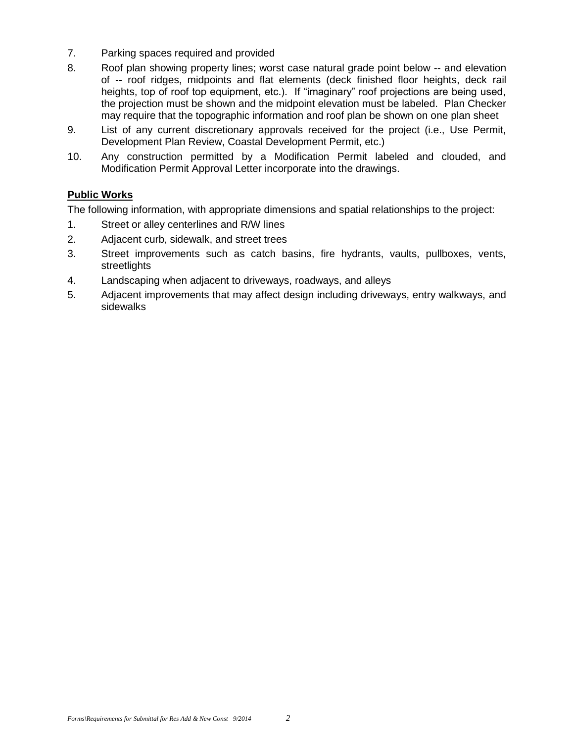7. Parking spaces required and provided
8. Roof plan showing property lines; worst case natural grade point below -- and elevation of -- roof ridges, midpoints and flat elements (deck finished floor heights, deck rail heights, top of roof top equipment, etc.). If "imaginary" roof projections are being used, the projection must be shown and the midpoint elevation must be labeled. Plan Checker may require that the topographic information and roof plan be shown on one plan sheet
9. List of any current discretionary approvals received for the project (i.e., Use Permit, Development Plan Review, Coastal Development Permit, etc.)
10. Any construction permitted by a Modification Permit labeled and clouded, and Modification Permit Approval Letter incorporate into the drawings.

**Public Works**

The following information, with appropriate dimensions and spatial relationships to the project:

1. Street or alley centerlines and R/W lines
2. Adjacent curb, sidewalk, and street trees
3. Street improvements such as catch basins, fire hydrants, vaults, pullboxes, vents, streetlights
4. Landscaping when adjacent to driveways, roadways, and alleys
5. Adjacent improvements that may affect design including driveways, entry walkways, and sidewalks